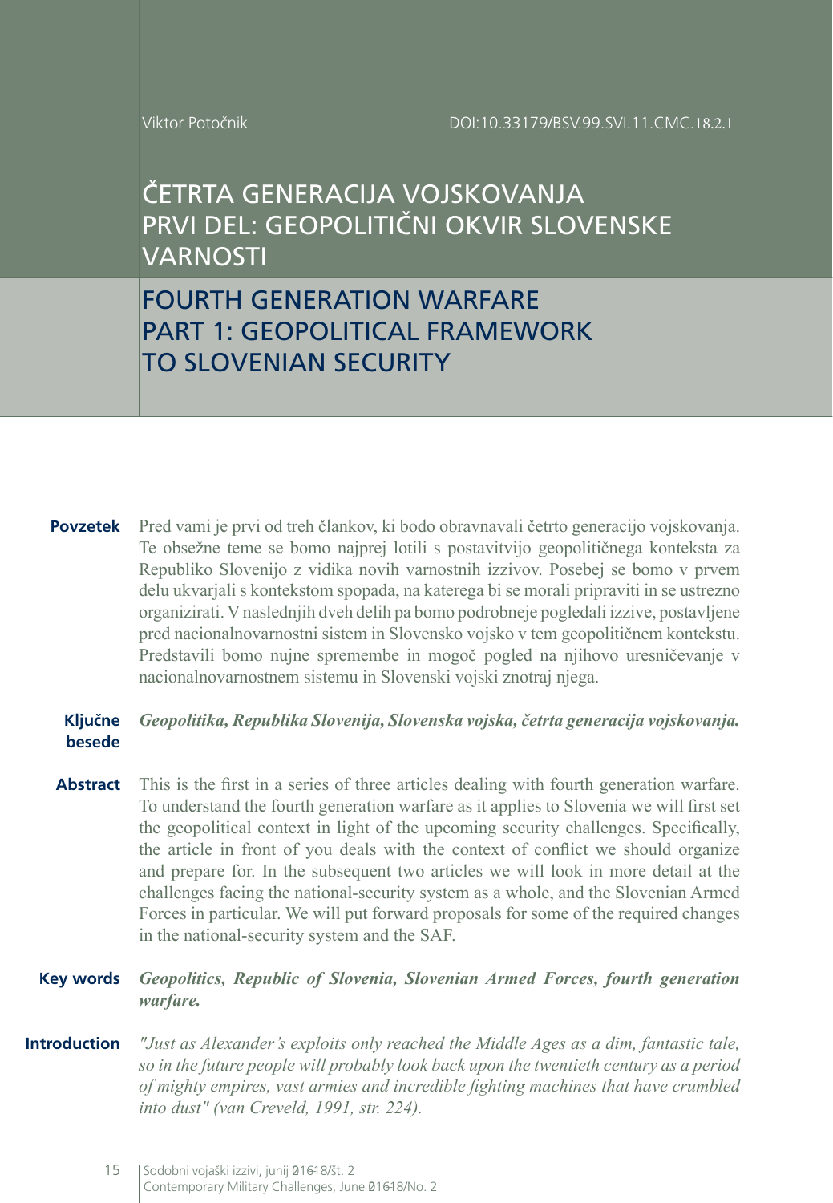Viktor Potočnik

DOI:10.33179/BSV.99.SVI.11.CMC.18.2.1

# ČETRTA GENERACIJA VOJSKOVANJA PRVI DEL: GEOPOLITIČNI OKVIR SLOVENSKE VARNOSTI

# FOURTH GENERATION WARFARE PART 1: GEOPOLITICAL FRAMEWORK TO SLOVENIAN SECURITY

**Povzetek** Pred vami je prvi od treh člankov, ki bodo obravnavali četrto generacijo vojskovanja. Te obsežne teme se bomo najprej lotili s postavitvijo geopolitičnega konteksta za Republiko Slovenijo z vidika novih varnostnih izzivov. Posebej se bomo v prvem delu ukvarjali s kontekstom spopada, na katerega bi se morali pripraviti in se ustrezno organizirati. V naslednjih dveh delih pa bomo podrobneje pogledali izzive, postavljene pred nacionalnovarnostni sistem in Slovensko vojsko v tem geopolitičnem kontekstu. Predstavili bomo nujne spremembe in mogoč pogled na njihovo uresničevanje v nacionalnovarnostnem sistemu in Slovenski vojski znotraj njega.

**Ključne besede** ***Geopolitika, Republika Slovenija, Slovenska vojska, četrta generacija vojskovanja.***

**Abstract** This is the first in a series of three articles dealing with fourth generation warfare. To understand the fourth generation warfare as it applies to Slovenia we will first set the geopolitical context in light of the upcoming security challenges. Specifically, the article in front of you deals with the context of conflict we should organize and prepare for. In the subsequent two articles we will look in more detail at the challenges facing the national-security system as a whole, and the Slovenian Armed Forces in particular. We will put forward proposals for some of the required changes in the national-security system and the SAF.

**Key words** ***Geopolitics, Republic of Slovenia, Slovenian Armed Forces, fourth generation warfare.***

## Introduction

*"Just as Alexander's exploits only reached the Middle Ages as a dim, fantastic tale, so in the future people will probably look back upon the twentieth century as a period of mighty empires, vast armies and incredible fighting machines that have crumbled into dust" (van Creveld, 1991, str. 224).*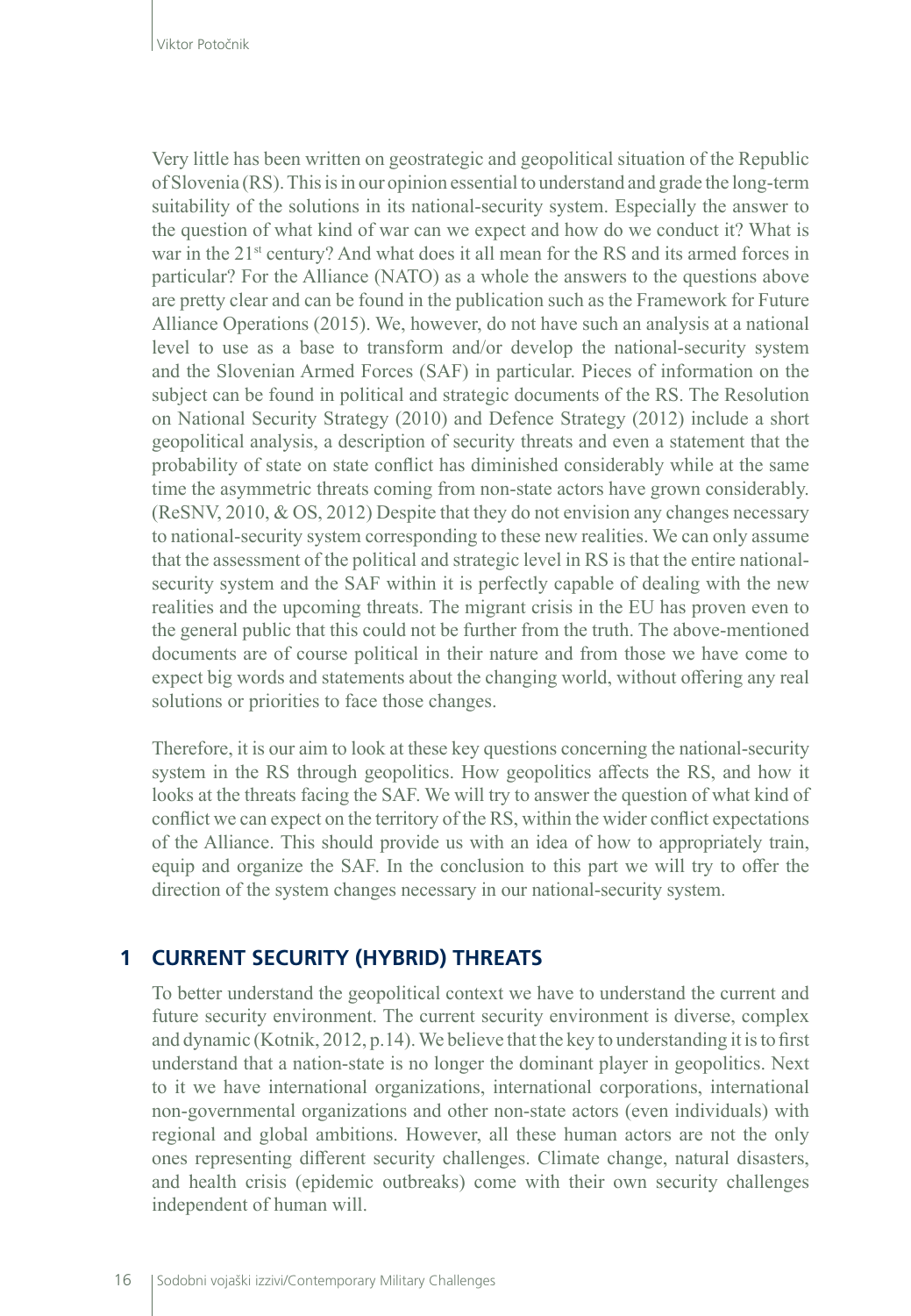Very little has been written on geostrategic and geopolitical situation of the Republic of Slovenia (RS). This is in our opinion essential to understand and grade the long-term suitability of the solutions in its national-security system. Especially the answer to the question of what kind of war can we expect and how do we conduct it? What is war in the 21st century? And what does it all mean for the RS and its armed forces in particular? For the Alliance (NATO) as a whole the answers to the questions above are pretty clear and can be found in the publication such as the Framework for Future Alliance Operations (2015). We, however, do not have such an analysis at a national level to use as a base to transform and/or develop the national-security system and the Slovenian Armed Forces (SAF) in particular. Pieces of information on the subject can be found in political and strategic documents of the RS. The Resolution on National Security Strategy (2010) and Defence Strategy (2012) include a short geopolitical analysis, a description of security threats and even a statement that the probability of state on state conflict has diminished considerably while at the same time the asymmetric threats coming from non-state actors have grown considerably. (ReSNV, 2010, & OS, 2012) Despite that they do not envision any changes necessary to national-security system corresponding to these new realities. We can only assume that the assessment of the political and strategic level in RS is that the entire national-security system and the SAF within it is perfectly capable of dealing with the new realities and the upcoming threats. The migrant crisis in the EU has proven even to the general public that this could not be further from the truth. The above-mentioned documents are of course political in their nature and from those we have come to expect big words and statements about the changing world, without offering any real solutions or priorities to face those changes.

Therefore, it is our aim to look at these key questions concerning the national-security system in the RS through geopolitics. How geopolitics affects the RS, and how it looks at the threats facing the SAF. We will try to answer the question of what kind of conflict we can expect on the territory of the RS, within the wider conflict expectations of the Alliance. This should provide us with an idea of how to appropriately train, equip and organize the SAF. In the conclusion to this part we will try to offer the direction of the system changes necessary in our national-security system.

## 1 CURRENT SECURITY (HYBRID) THREATS

To better understand the geopolitical context we have to understand the current and future security environment. The current security environment is diverse, complex and dynamic (Kotnik, 2012, p.14). We believe that the key to understanding it is to first understand that a nation-state is no longer the dominant player in geopolitics. Next to it we have international organizations, international corporations, international non-governmental organizations and other non-state actors (even individuals) with regional and global ambitions. However, all these human actors are not the only ones representing different security challenges. Climate change, natural disasters, and health crisis (epidemic outbreaks) come with their own security challenges independent of human will.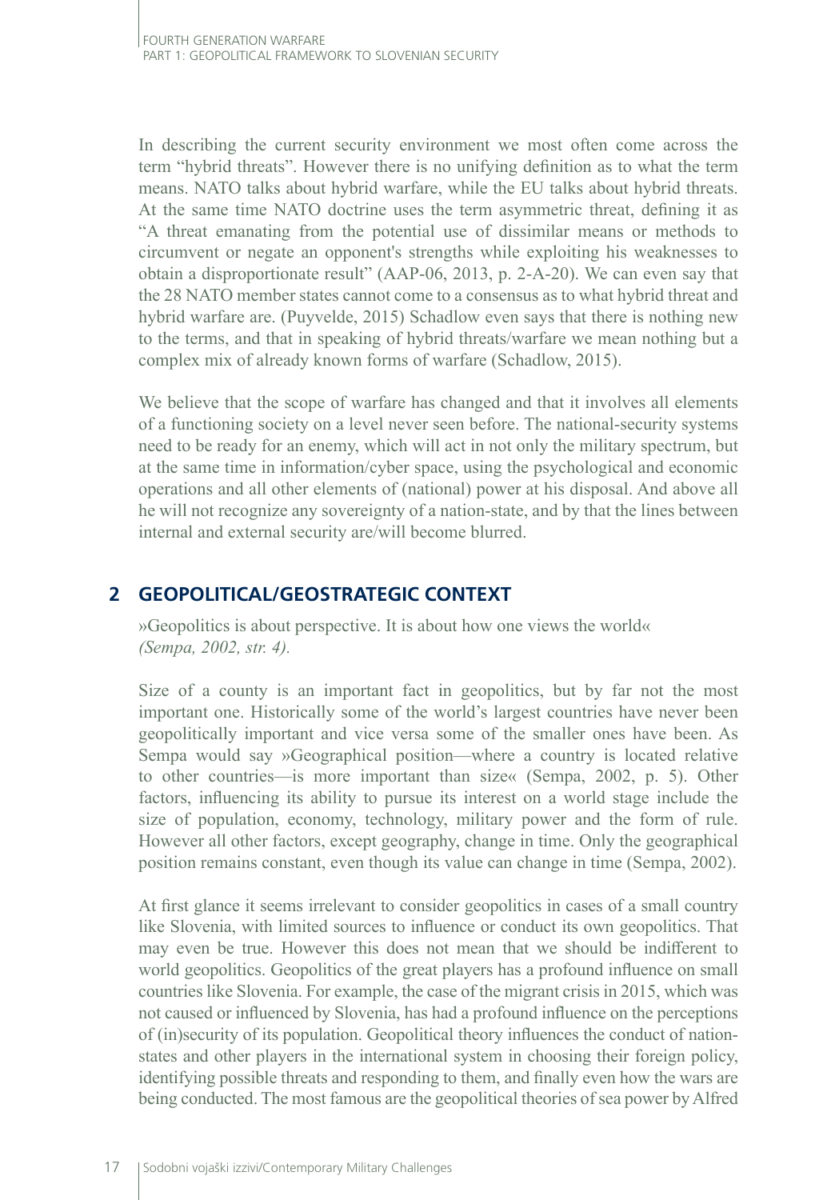In describing the current security environment we most often come across the term "hybrid threats". However there is no unifying definition as to what the term means. NATO talks about hybrid warfare, while the EU talks about hybrid threats. At the same time NATO doctrine uses the term asymmetric threat, defining it as "A threat emanating from the potential use of dissimilar means or methods to circumvent or negate an opponent's strengths while exploiting his weaknesses to obtain a disproportionate result" (AAP-06, 2013, p. 2-A-20). We can even say that the 28 NATO member states cannot come to a consensus as to what hybrid threat and hybrid warfare are. (Puyvelde, 2015) Schadlow even says that there is nothing new to the terms, and that in speaking of hybrid threats/warfare we mean nothing but a complex mix of already known forms of warfare (Schadlow, 2015).

We believe that the scope of warfare has changed and that it involves all elements of a functioning society on a level never seen before. The national-security systems need to be ready for an enemy, which will act in not only the military spectrum, but at the same time in information/cyber space, using the psychological and economic operations and all other elements of (national) power at his disposal. And above all he will not recognize any sovereignty of a nation-state, and by that the lines between internal and external security are/will become blurred.

## 2 GEOPOLITICAL/GEOSTRATEGIC CONTEXT

»Geopolitics is about perspective. It is about how one views the world«
*(Sempa, 2002, str. 4).*

Size of a county is an important fact in geopolitics, but by far not the most important one. Historically some of the world's largest countries have never been geopolitically important and vice versa some of the smaller ones have been. As Sempa would say »Geographical position—where a country is located relative to other countries—is more important than size« (Sempa, 2002, p. 5). Other factors, influencing its ability to pursue its interest on a world stage include the size of population, economy, technology, military power and the form of rule. However all other factors, except geography, change in time. Only the geographical position remains constant, even though its value can change in time (Sempa, 2002).

At first glance it seems irrelevant to consider geopolitics in cases of a small country like Slovenia, with limited sources to influence or conduct its own geopolitics. That may even be true. However this does not mean that we should be indifferent to world geopolitics. Geopolitics of the great players has a profound influence on small countries like Slovenia. For example, the case of the migrant crisis in 2015, which was not caused or influenced by Slovenia, has had a profound influence on the perceptions of (in)security of its population. Geopolitical theory influences the conduct of nation-states and other players in the international system in choosing their foreign policy, identifying possible threats and responding to them, and finally even how the wars are being conducted. The most famous are the geopolitical theories of sea power by Alfred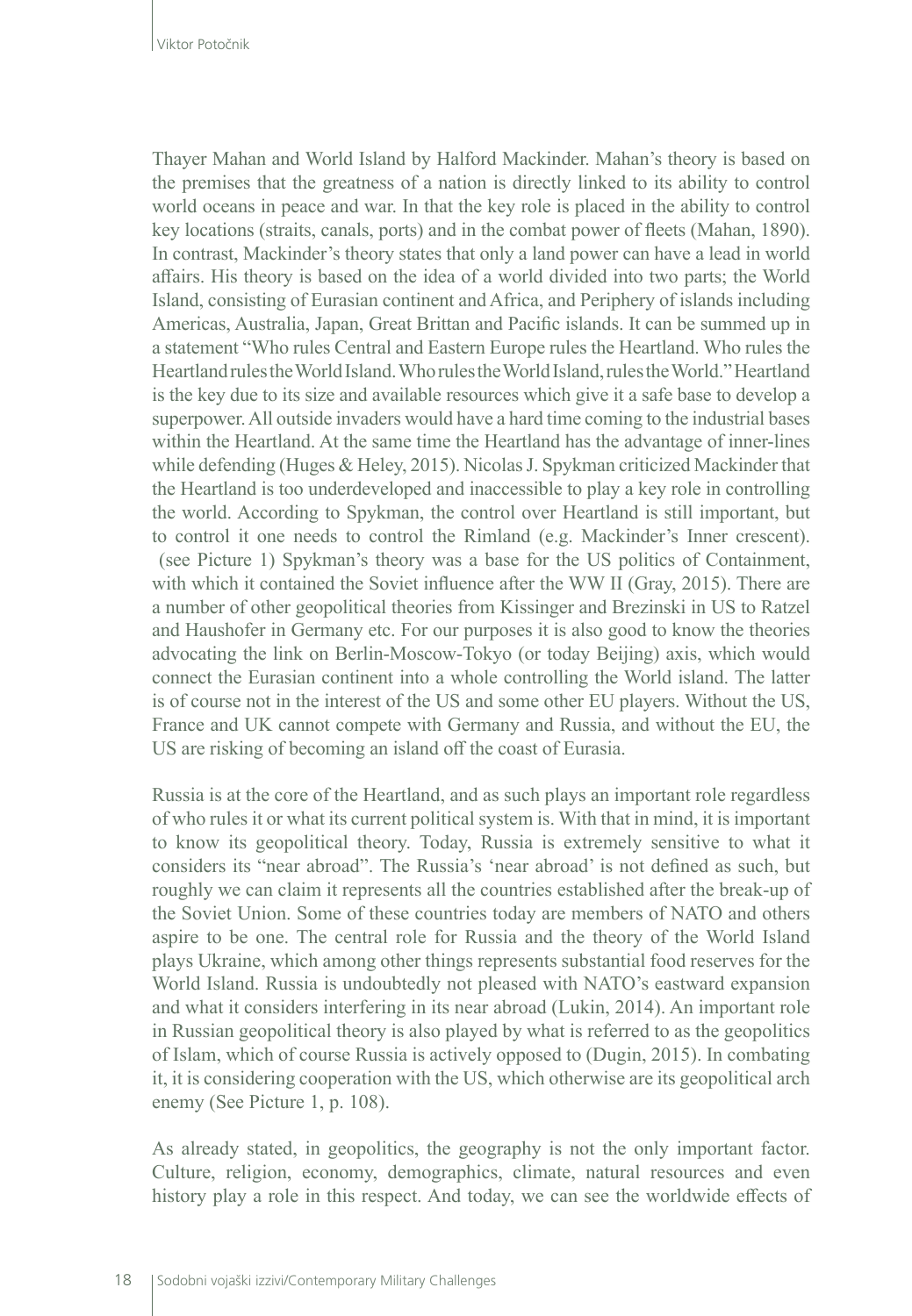Thayer Mahan and World Island by Halford Mackinder. Mahan's theory is based on the premises that the greatness of a nation is directly linked to its ability to control world oceans in peace and war. In that the key role is placed in the ability to control key locations (straits, canals, ports) and in the combat power of fleets (Mahan, 1890). In contrast, Mackinder's theory states that only a land power can have a lead in world affairs. His theory is based on the idea of a world divided into two parts; the World Island, consisting of Eurasian continent and Africa, and Periphery of islands including Americas, Australia, Japan, Great Brittan and Pacific islands. It can be summed up in a statement "Who rules Central and Eastern Europe rules the Heartland. Who rules the Heartland rules the World Island. Who rules the World Island, rules the World." Heartland is the key due to its size and available resources which give it a safe base to develop a superpower. All outside invaders would have a hard time coming to the industrial bases within the Heartland. At the same time the Heartland has the advantage of inner-lines while defending (Huges & Heley, 2015). Nicolas J. Spykman criticized Mackinder that the Heartland is too underdeveloped and inaccessible to play a key role in controlling the world. According to Spykman, the control over Heartland is still important, but to control it one needs to control the Rimland (e.g. Mackinder's Inner crescent). (see Picture 1) Spykman's theory was a base for the US politics of Containment, with which it contained the Soviet influence after the WW II (Gray, 2015). There are a number of other geopolitical theories from Kissinger and Brezinski in US to Ratzel and Haushofer in Germany etc. For our purposes it is also good to know the theories advocating the link on Berlin-Moscow-Tokyo (or today Beijing) axis, which would connect the Eurasian continent into a whole controlling the World island. The latter is of course not in the interest of the US and some other EU players. Without the US, France and UK cannot compete with Germany and Russia, and without the EU, the US are risking of becoming an island off the coast of Eurasia.

Russia is at the core of the Heartland, and as such plays an important role regardless of who rules it or what its current political system is. With that in mind, it is important to know its geopolitical theory. Today, Russia is extremely sensitive to what it considers its "near abroad". The Russia's 'near abroad' is not defined as such, but roughly we can claim it represents all the countries established after the break-up of the Soviet Union. Some of these countries today are members of NATO and others aspire to be one. The central role for Russia and the theory of the World Island plays Ukraine, which among other things represents substantial food reserves for the World Island. Russia is undoubtedly not pleased with NATO's eastward expansion and what it considers interfering in its near abroad (Lukin, 2014). An important role in Russian geopolitical theory is also played by what is referred to as the geopolitics of Islam, which of course Russia is actively opposed to (Dugin, 2015). In combating it, it is considering cooperation with the US, which otherwise are its geopolitical arch enemy (See Picture 1, p. 108).

As already stated, in geopolitics, the geography is not the only important factor. Culture, religion, economy, demographics, climate, natural resources and even history play a role in this respect. And today, we can see the worldwide effects of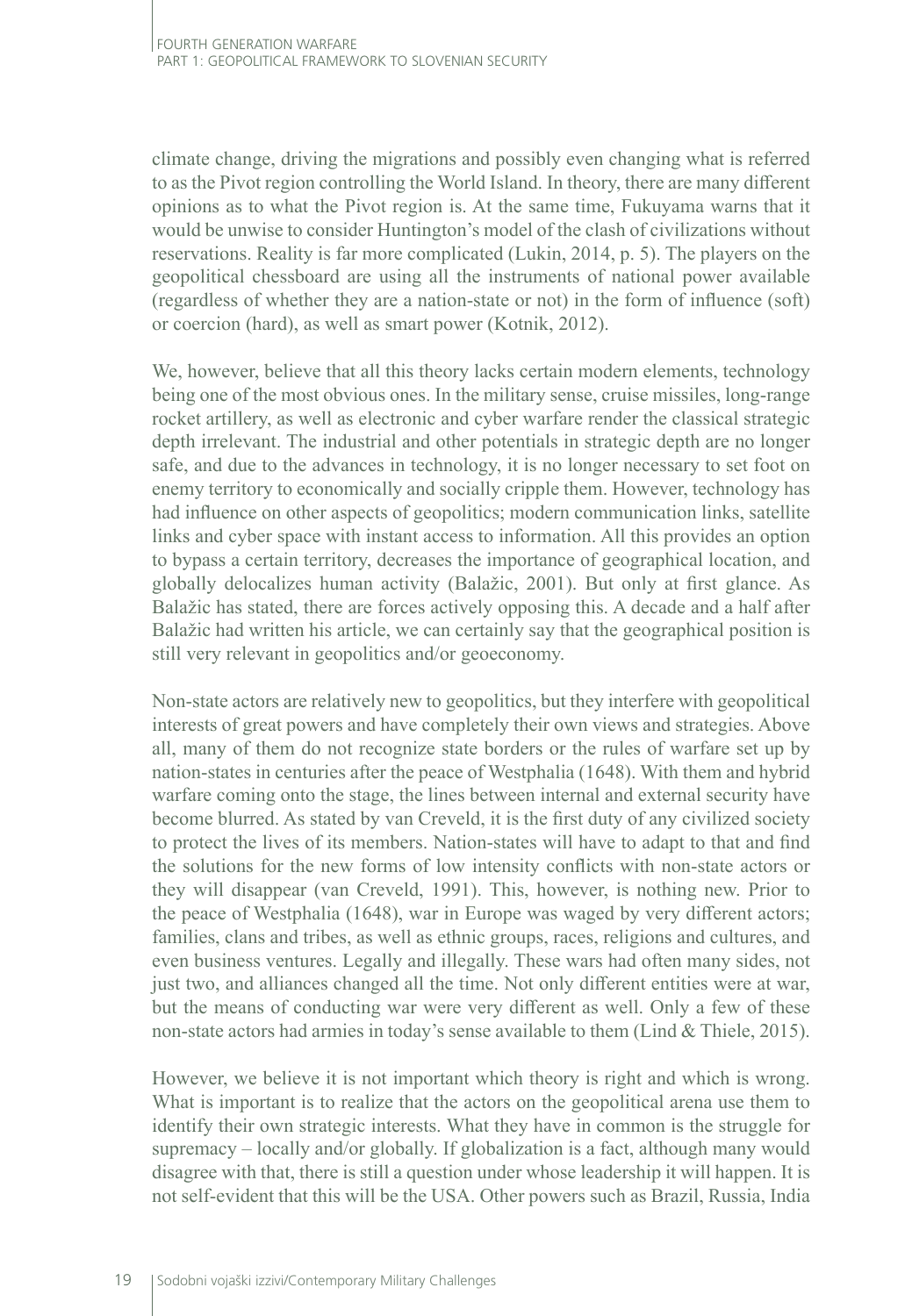climate change, driving the migrations and possibly even changing what is referred to as the Pivot region controlling the World Island. In theory, there are many different opinions as to what the Pivot region is. At the same time, Fukuyama warns that it would be unwise to consider Huntington's model of the clash of civilizations without reservations. Reality is far more complicated (Lukin, 2014, p. 5). The players on the geopolitical chessboard are using all the instruments of national power available (regardless of whether they are a nation-state or not) in the form of influence (soft) or coercion (hard), as well as smart power (Kotnik, 2012).

We, however, believe that all this theory lacks certain modern elements, technology being one of the most obvious ones. In the military sense, cruise missiles, long-range rocket artillery, as well as electronic and cyber warfare render the classical strategic depth irrelevant. The industrial and other potentials in strategic depth are no longer safe, and due to the advances in technology, it is no longer necessary to set foot on enemy territory to economically and socially cripple them. However, technology has had influence on other aspects of geopolitics; modern communication links, satellite links and cyber space with instant access to information. All this provides an option to bypass a certain territory, decreases the importance of geographical location, and globally delocalizes human activity (Balažic, 2001). But only at first glance. As Balažic has stated, there are forces actively opposing this. A decade and a half after Balažic had written his article, we can certainly say that the geographical position is still very relevant in geopolitics and/or geoeconomy.

Non-state actors are relatively new to geopolitics, but they interfere with geopolitical interests of great powers and have completely their own views and strategies. Above all, many of them do not recognize state borders or the rules of warfare set up by nation-states in centuries after the peace of Westphalia (1648). With them and hybrid warfare coming onto the stage, the lines between internal and external security have become blurred. As stated by van Creveld, it is the first duty of any civilized society to protect the lives of its members. Nation-states will have to adapt to that and find the solutions for the new forms of low intensity conflicts with non-state actors or they will disappear (van Creveld, 1991). This, however, is nothing new. Prior to the peace of Westphalia (1648), war in Europe was waged by very different actors; families, clans and tribes, as well as ethnic groups, races, religions and cultures, and even business ventures. Legally and illegally. These wars had often many sides, not just two, and alliances changed all the time. Not only different entities were at war, but the means of conducting war were very different as well. Only a few of these non-state actors had armies in today's sense available to them (Lind & Thiele, 2015).

However, we believe it is not important which theory is right and which is wrong. What is important is to realize that the actors on the geopolitical arena use them to identify their own strategic interests. What they have in common is the struggle for supremacy – locally and/or globally. If globalization is a fact, although many would disagree with that, there is still a question under whose leadership it will happen. It is not self-evident that this will be the USA. Other powers such as Brazil, Russia, India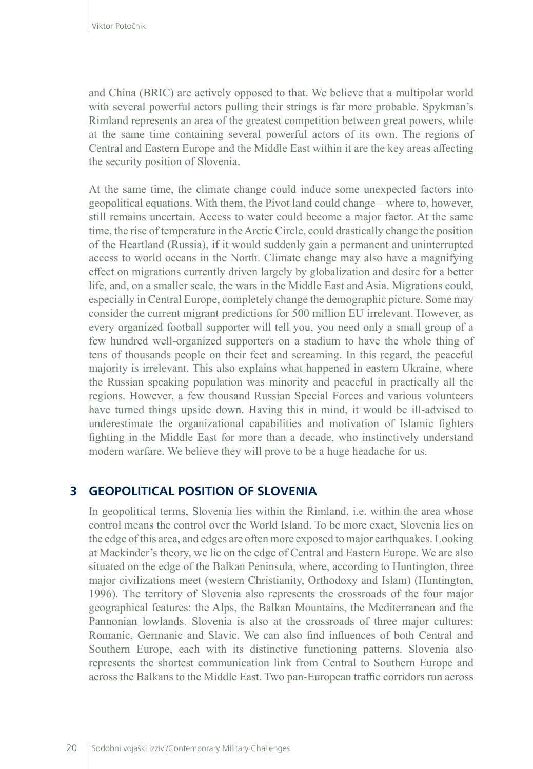and China (BRIC) are actively opposed to that. We believe that a multipolar world with several powerful actors pulling their strings is far more probable. Spykman's Rimland represents an area of the greatest competition between great powers, while at the same time containing several powerful actors of its own. The regions of Central and Eastern Europe and the Middle East within it are the key areas affecting the security position of Slovenia.

At the same time, the climate change could induce some unexpected factors into geopolitical equations. With them, the Pivot land could change – where to, however, still remains uncertain. Access to water could become a major factor. At the same time, the rise of temperature in the Arctic Circle, could drastically change the position of the Heartland (Russia), if it would suddenly gain a permanent and uninterrupted access to world oceans in the North. Climate change may also have a magnifying effect on migrations currently driven largely by globalization and desire for a better life, and, on a smaller scale, the wars in the Middle East and Asia. Migrations could, especially in Central Europe, completely change the demographic picture. Some may consider the current migrant predictions for 500 million EU irrelevant. However, as every organized football supporter will tell you, you need only a small group of a few hundred well-organized supporters on a stadium to have the whole thing of tens of thousands people on their feet and screaming. In this regard, the peaceful majority is irrelevant. This also explains what happened in eastern Ukraine, where the Russian speaking population was minority and peaceful in practically all the regions. However, a few thousand Russian Special Forces and various volunteers have turned things upside down. Having this in mind, it would be ill-advised to underestimate the organizational capabilities and motivation of Islamic fighters fighting in the Middle East for more than a decade, who instinctively understand modern warfare. We believe they will prove to be a huge headache for us.

## 3 GEOPOLITICAL POSITION OF SLOVENIA

In geopolitical terms, Slovenia lies within the Rimland, i.e. within the area whose control means the control over the World Island. To be more exact, Slovenia lies on the edge of this area, and edges are often more exposed to major earthquakes. Looking at Mackinder's theory, we lie on the edge of Central and Eastern Europe. We are also situated on the edge of the Balkan Peninsula, where, according to Huntington, three major civilizations meet (western Christianity, Orthodoxy and Islam) (Huntington, 1996). The territory of Slovenia also represents the crossroads of the four major geographical features: the Alps, the Balkan Mountains, the Mediterranean and the Pannonian lowlands. Slovenia is also at the crossroads of three major cultures: Romanic, Germanic and Slavic. We can also find influences of both Central and Southern Europe, each with its distinctive functioning patterns. Slovenia also represents the shortest communication link from Central to Southern Europe and across the Balkans to the Middle East. Two pan-European traffic corridors run across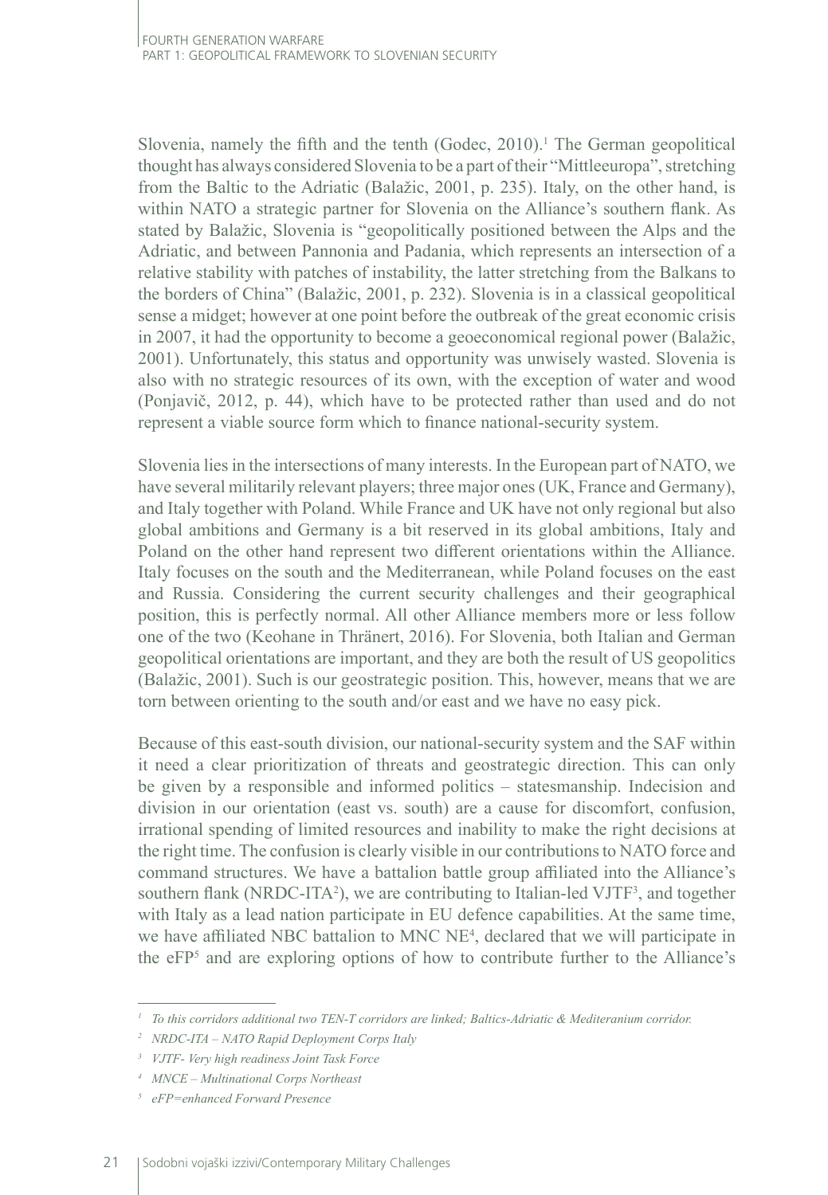Slovenia, namely the fifth and the tenth (Godec, 2010).[1] The German geopolitical thought has always considered Slovenia to be a part of their "Mittleeuropa", stretching from the Baltic to the Adriatic (Balažic, 2001, p. 235). Italy, on the other hand, is within NATO a strategic partner for Slovenia on the Alliance's southern flank. As stated by Balažic, Slovenia is "geopolitically positioned between the Alps and the Adriatic, and between Pannonia and Padania, which represents an intersection of a relative stability with patches of instability, the latter stretching from the Balkans to the borders of China" (Balažic, 2001, p. 232). Slovenia is in a classical geopolitical sense a midget; however at one point before the outbreak of the great economic crisis in 2007, it had the opportunity to become a geoeconomical regional power (Balažic, 2001). Unfortunately, this status and opportunity was unwisely wasted. Slovenia is also with no strategic resources of its own, with the exception of water and wood (Ponjavič, 2012, p. 44), which have to be protected rather than used and do not represent a viable source form which to finance national-security system.

Slovenia lies in the intersections of many interests. In the European part of NATO, we have several militarily relevant players; three major ones (UK, France and Germany), and Italy together with Poland. While France and UK have not only regional but also global ambitions and Germany is a bit reserved in its global ambitions, Italy and Poland on the other hand represent two different orientations within the Alliance. Italy focuses on the south and the Mediterranean, while Poland focuses on the east and Russia. Considering the current security challenges and their geographical position, this is perfectly normal. All other Alliance members more or less follow one of the two (Keohane in Thränert, 2016). For Slovenia, both Italian and German geopolitical orientations are important, and they are both the result of US geopolitics (Balažic, 2001). Such is our geostrategic position. This, however, means that we are torn between orienting to the south and/or east and we have no easy pick.

Because of this east-south division, our national-security system and the SAF within it need a clear prioritization of threats and geostrategic direction. This can only be given by a responsible and informed politics – statesmanship. Indecision and division in our orientation (east vs. south) are a cause for discomfort, confusion, irrational spending of limited resources and inability to make the right decisions at the right time. The confusion is clearly visible in our contributions to NATO force and command structures. We have a battalion battle group affiliated into the Alliance's southern flank (NRDC-ITA[2]), we are contributing to Italian-led VJTF[3], and together with Italy as a lead nation participate in EU defence capabilities. At the same time, we have affiliated NBC battalion to MNC NE[4], declared that we will participate in the eFP[5] and are exploring options of how to contribute further to the Alliance's

---

*[1] To this corridors additional two TEN-T corridors are linked; Baltics-Adriatic & Mediteranium corridor.*

*[2] NRDC-ITA – NATO Rapid Deployment Corps Italy*

*[3] VJTF- Very high readiness Joint Task Force*

*[4] MNCE – Multinational Corps Northeast*

*[5] eFP=enhanced Forward Presence*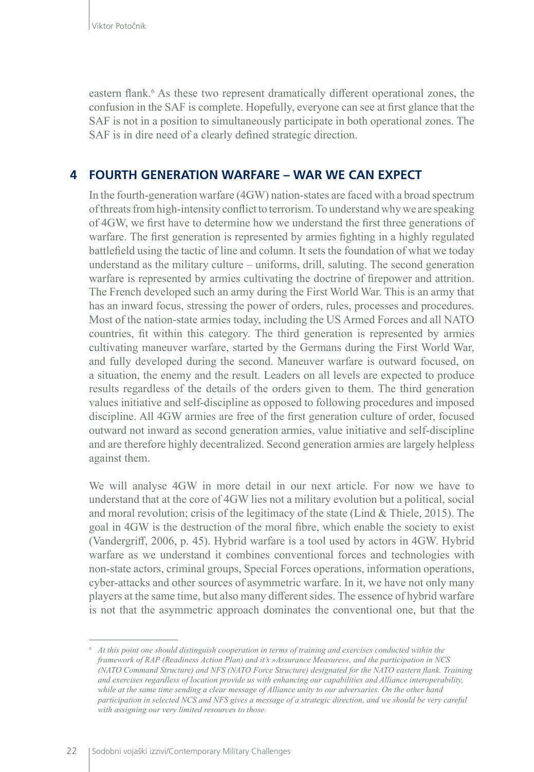eastern flank.[6] As these two represent dramatically different operational zones, the confusion in the SAF is complete. Hopefully, everyone can see at first glance that the SAF is not in a position to simultaneously participate in both operational zones. The SAF is in dire need of a clearly defined strategic direction.

## 4 FOURTH GENERATION WARFARE – WAR WE CAN EXPECT

In the fourth-generation warfare (4GW) nation-states are faced with a broad spectrum of threats from high-intensity conflict to terrorism. To understand why we are speaking of 4GW, we first have to determine how we understand the first three generations of warfare. The first generation is represented by armies fighting in a highly regulated battlefield using the tactic of line and column. It sets the foundation of what we today understand as the military culture – uniforms, drill, saluting. The second generation warfare is represented by armies cultivating the doctrine of firepower and attrition. The French developed such an army during the First World War. This is an army that has an inward focus, stressing the power of orders, rules, processes and procedures. Most of the nation-state armies today, including the US Armed Forces and all NATO countries, fit within this category. The third generation is represented by armies cultivating maneuver warfare, started by the Germans during the First World War, and fully developed during the second. Maneuver warfare is outward focused, on a situation, the enemy and the result. Leaders on all levels are expected to produce results regardless of the details of the orders given to them. The third generation values initiative and self-discipline as opposed to following procedures and imposed discipline. All 4GW armies are free of the first generation culture of order, focused outward not inward as second generation armies, value initiative and self-discipline and are therefore highly decentralized. Second generation armies are largely helpless against them.

We will analyse 4GW in more detail in our next article. For now we have to understand that at the core of 4GW lies not a military evolution but a political, social and moral revolution; crisis of the legitimacy of the state (Lind & Thiele, 2015). The goal in 4GW is the destruction of the moral fibre, which enable the society to exist (Vandergriff, 2006, p. 45). Hybrid warfare is a tool used by actors in 4GW. Hybrid warfare as we understand it combines conventional forces and technologies with non-state actors, criminal groups, Special Forces operations, information operations, cyber-attacks and other sources of asymmetric warfare. In it, we have not only many players at the same time, but also many different sides. The essence of hybrid warfare is not that the asymmetric approach dominates the conventional one, but that the

---

[6] *At this point one should distinguish cooperation in terms of training and exercises conducted within the framework of RAP (Readiness Action Plan) and it's »Assurance Measures«, and the participation in NCS (NATO Command Structure) and NFS (NATO Force Structure) designated for the NATO eastern flank. Training and exercises regardless of location provide us with enhancing our capabilities and Alliance interoperability, while at the same time sending a clear message of Alliance unity to our adversaries. On the other hand participation in selected NCS and NFS gives a message of a strategic direction, and we should be very careful with assigning our very limited resources to those.*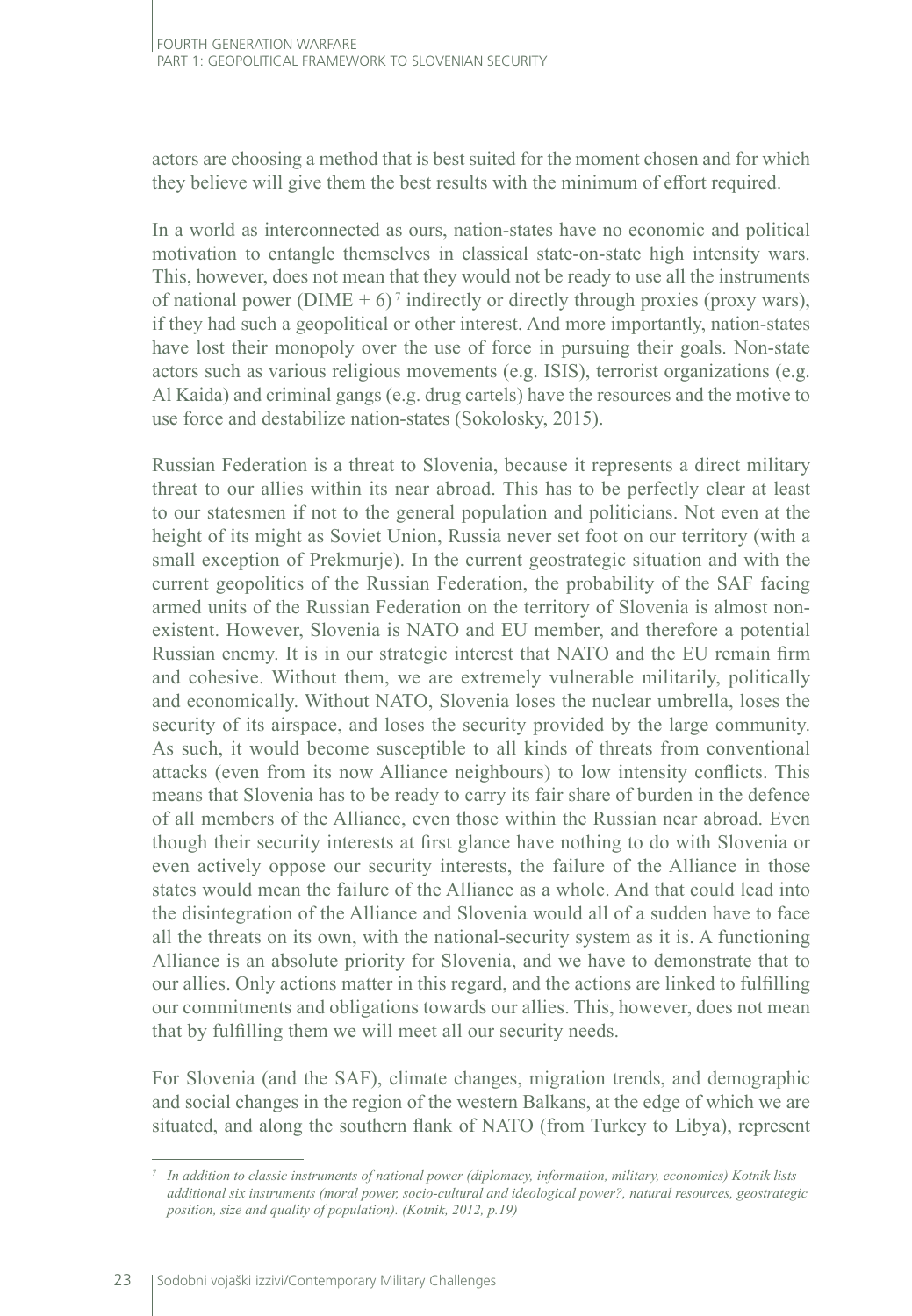actors are choosing a method that is best suited for the moment chosen and for which they believe will give them the best results with the minimum of effort required.

In a world as interconnected as ours, nation-states have no economic and political motivation to entangle themselves in classical state-on-state high intensity wars. This, however, does not mean that they would not be ready to use all the instruments of national power (DIME + 6) [7] indirectly or directly through proxies (proxy wars), if they had such a geopolitical or other interest. And more importantly, nation-states have lost their monopoly over the use of force in pursuing their goals. Non-state actors such as various religious movements (e.g. ISIS), terrorist organizations (e.g. Al Kaida) and criminal gangs (e.g. drug cartels) have the resources and the motive to use force and destabilize nation-states (Sokolosky, 2015).

Russian Federation is a threat to Slovenia, because it represents a direct military threat to our allies within its near abroad. This has to be perfectly clear at least to our statesmen if not to the general population and politicians. Not even at the height of its might as Soviet Union, Russia never set foot on our territory (with a small exception of Prekmurje). In the current geostrategic situation and with the current geopolitics of the Russian Federation, the probability of the SAF facing armed units of the Russian Federation on the territory of Slovenia is almost non-existent. However, Slovenia is NATO and EU member, and therefore a potential Russian enemy. It is in our strategic interest that NATO and the EU remain firm and cohesive. Without them, we are extremely vulnerable militarily, politically and economically. Without NATO, Slovenia loses the nuclear umbrella, loses the security of its airspace, and loses the security provided by the large community. As such, it would become susceptible to all kinds of threats from conventional attacks (even from its now Alliance neighbours) to low intensity conflicts. This means that Slovenia has to be ready to carry its fair share of burden in the defence of all members of the Alliance, even those within the Russian near abroad. Even though their security interests at first glance have nothing to do with Slovenia or even actively oppose our security interests, the failure of the Alliance in those states would mean the failure of the Alliance as a whole. And that could lead into the disintegration of the Alliance and Slovenia would all of a sudden have to face all the threats on its own, with the national-security system as it is. A functioning Alliance is an absolute priority for Slovenia, and we have to demonstrate that to our allies. Only actions matter in this regard, and the actions are linked to fulfilling our commitments and obligations towards our allies. This, however, does not mean that by fulfilling them we will meet all our security needs.

For Slovenia (and the SAF), climate changes, migration trends, and demographic and social changes in the region of the western Balkans, at the edge of which we are situated, and along the southern flank of NATO (from Turkey to Libya), represent

---

[7] *In addition to classic instruments of national power (diplomacy, information, military, economics) Kotnik lists additional six instruments (moral power, socio-cultural and ideological power?, natural resources, geostrategic position, size and quality of population). (Kotnik, 2012, p.19)*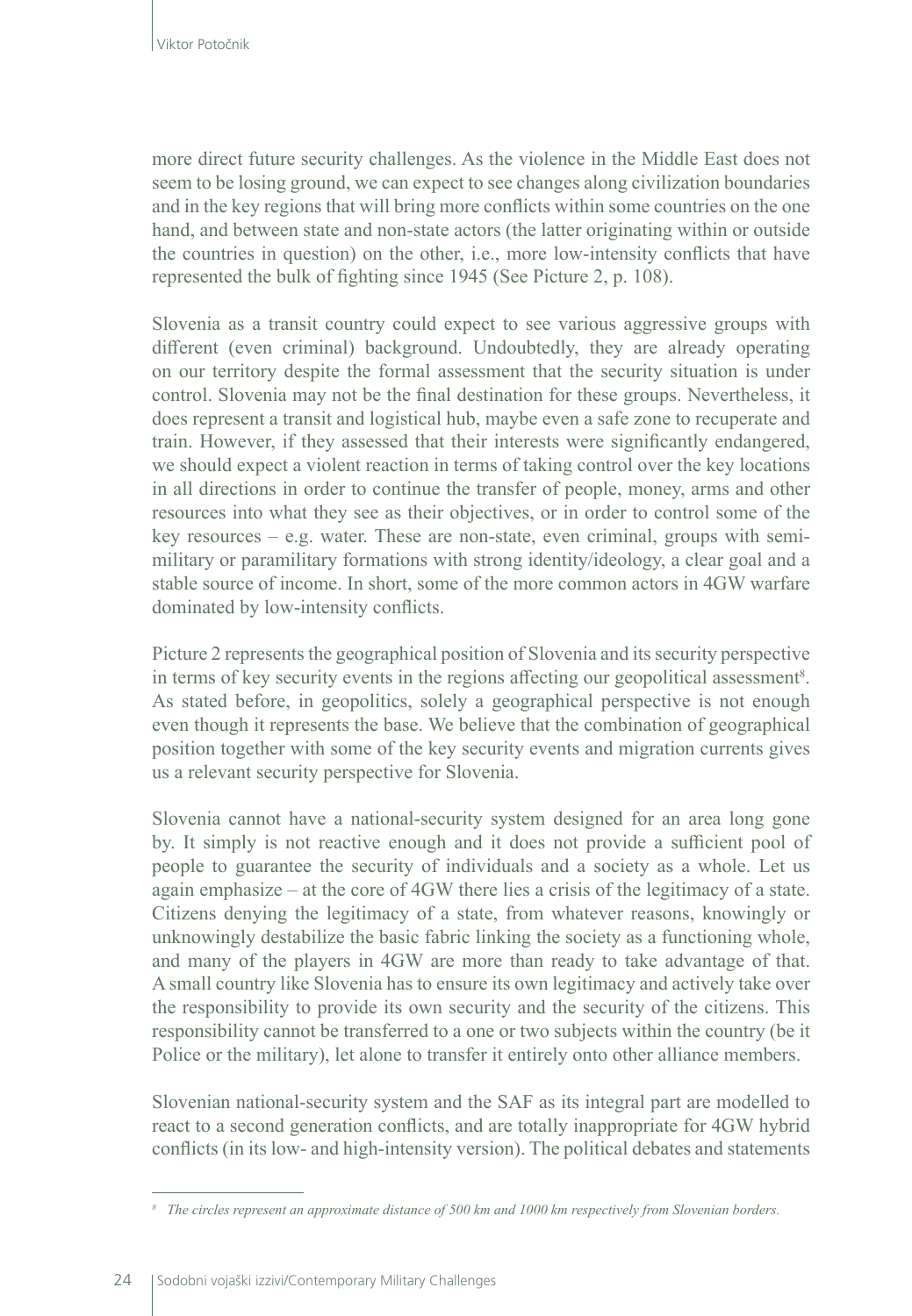more direct future security challenges. As the violence in the Middle East does not seem to be losing ground, we can expect to see changes along civilization boundaries and in the key regions that will bring more conflicts within some countries on the one hand, and between state and non-state actors (the latter originating within or outside the countries in question) on the other, i.e., more low-intensity conflicts that have represented the bulk of fighting since 1945 (See Picture 2, p. 108).

Slovenia as a transit country could expect to see various aggressive groups with different (even criminal) background. Undoubtedly, they are already operating on our territory despite the formal assessment that the security situation is under control. Slovenia may not be the final destination for these groups. Nevertheless, it does represent a transit and logistical hub, maybe even a safe zone to recuperate and train. However, if they assessed that their interests were significantly endangered, we should expect a violent reaction in terms of taking control over the key locations in all directions in order to continue the transfer of people, money, arms and other resources into what they see as their objectives, or in order to control some of the key resources – e.g. water. These are non-state, even criminal, groups with semi-military or paramilitary formations with strong identity/ideology, a clear goal and a stable source of income. In short, some of the more common actors in 4GW warfare dominated by low-intensity conflicts.

Picture 2 represents the geographical position of Slovenia and its security perspective in terms of key security events in the regions affecting our geopolitical assessment[8]. As stated before, in geopolitics, solely a geographical perspective is not enough even though it represents the base. We believe that the combination of geographical position together with some of the key security events and migration currents gives us a relevant security perspective for Slovenia.

Slovenia cannot have a national-security system designed for an area long gone by. It simply is not reactive enough and it does not provide a sufficient pool of people to guarantee the security of individuals and a society as a whole. Let us again emphasize – at the core of 4GW there lies a crisis of the legitimacy of a state. Citizens denying the legitimacy of a state, from whatever reasons, knowingly or unknowingly destabilize the basic fabric linking the society as a functioning whole, and many of the players in 4GW are more than ready to take advantage of that. A small country like Slovenia has to ensure its own legitimacy and actively take over the responsibility to provide its own security and the security of the citizens. This responsibility cannot be transferred to a one or two subjects within the country (be it Police or the military), let alone to transfer it entirely onto other alliance members.

Slovenian national-security system and the SAF as its integral part are modelled to react to a second generation conflicts, and are totally inappropriate for 4GW hybrid conflicts (in its low- and high-intensity version). The political debates and statements

---

[8] *The circles represent an approximate distance of 500 km and 1000 km respectively from Slovenian borders.*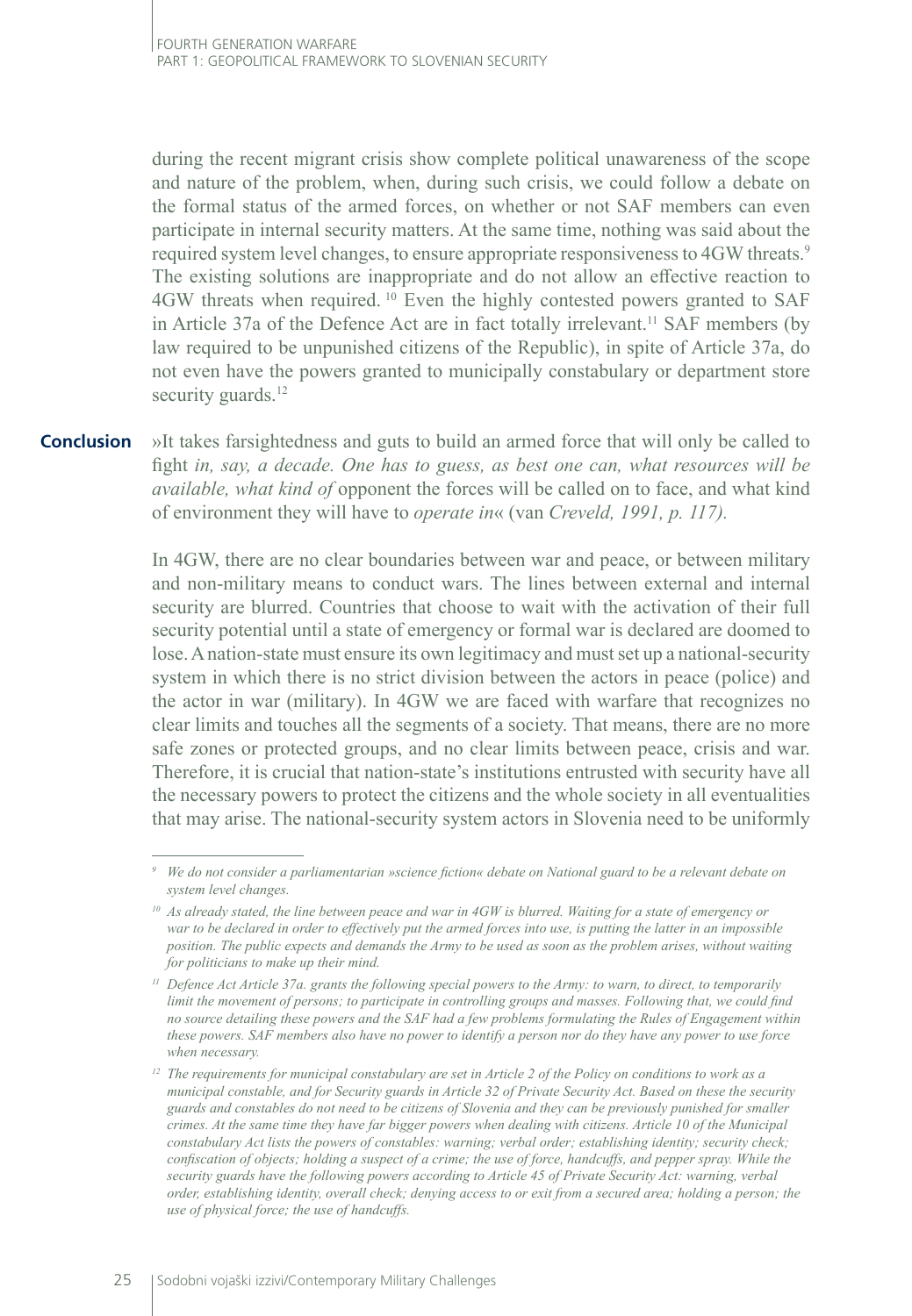during the recent migrant crisis show complete political unawareness of the scope and nature of the problem, when, during such crisis, we could follow a debate on the formal status of the armed forces, on whether or not SAF members can even participate in internal security matters. At the same time, nothing was said about the required system level changes, to ensure appropriate responsiveness to 4GW threats.[9] The existing solutions are inappropriate and do not allow an effective reaction to 4GW threats when required.[10] Even the highly contested powers granted to SAF in Article 37a of the Defence Act are in fact totally irrelevant.[11] SAF members (by law required to be unpunished citizens of the Republic), in spite of Article 37a, do not even have the powers granted to municipally constabulary or department store security guards.[12]

## Conclusion

»It takes farsightedness and guts to build an armed force that will only be called to fight *in, say, a decade. One has to guess, as best one can, what resources will be available, what kind of* opponent the forces will be called on to face, and what kind of environment they will have to *operate in*« (van *Creveld, 1991, p. 117).*

In 4GW, there are no clear boundaries between war and peace, or between military and non-military means to conduct wars. The lines between external and internal security are blurred. Countries that choose to wait with the activation of their full security potential until a state of emergency or formal war is declared are doomed to lose. A nation-state must ensure its own legitimacy and must set up a national-security system in which there is no strict division between the actors in peace (police) and the actor in war (military). In 4GW we are faced with warfare that recognizes no clear limits and touches all the segments of a society. That means, there are no more safe zones or protected groups, and no clear limits between peace, crisis and war. Therefore, it is crucial that nation-state's institutions entrusted with security have all the necessary powers to protect the citizens and the whole society in all eventualities that may arise. The national-security system actors in Slovenia need to be uniformly

---

[9] *We do not consider a parliamentarian »science fiction« debate on National guard to be a relevant debate on system level changes.*

[10] *As already stated, the line between peace and war in 4GW is blurred. Waiting for a state of emergency or war to be declared in order to effectively put the armed forces into use, is putting the latter in an impossible position. The public expects and demands the Army to be used as soon as the problem arises, without waiting for politicians to make up their mind.*

[11] *Defence Act Article 37a. grants the following special powers to the Army: to warn, to direct, to temporarily limit the movement of persons; to participate in controlling groups and masses. Following that, we could find no source detailing these powers and the SAF had a few problems formulating the Rules of Engagement within these powers. SAF members also have no power to identify a person nor do they have any power to use force when necessary.*

[12] *The requirements for municipal constabulary are set in Article 2 of the Policy on conditions to work as a municipal constable, and for Security guards in Article 32 of Private Security Act. Based on these the security guards and constables do not need to be citizens of Slovenia and they can be previously punished for smaller crimes. At the same time they have far bigger powers when dealing with citizens. Article 10 of the Municipal constabulary Act lists the powers of constables: warning; verbal order; establishing identity; security check; confiscation of objects; holding a suspect of a crime; the use of force, handcuffs, and pepper spray. While the security guards have the following powers according to Article 45 of Private Security Act: warning, verbal order, establishing identity, overall check; denying access to or exit from a secured area; holding a person; the use of physical force; the use of handcuffs.*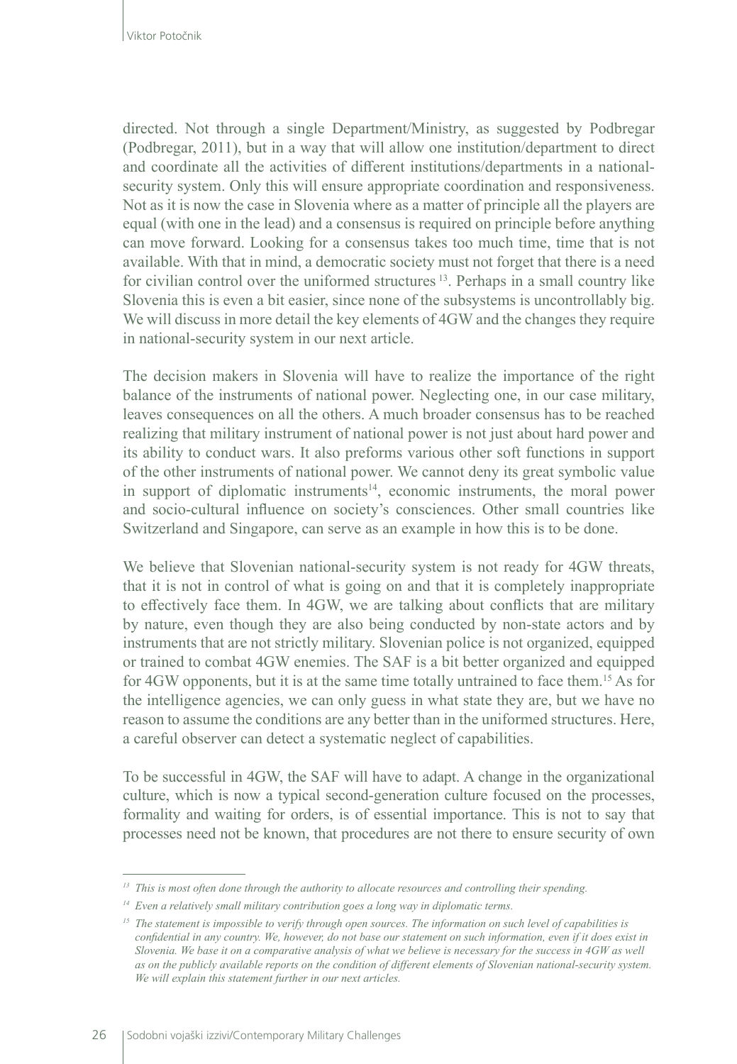directed. Not through a single Department/Ministry, as suggested by Podbregar (Podbregar, 2011), but in a way that will allow one institution/department to direct and coordinate all the activities of different institutions/departments in a national-security system. Only this will ensure appropriate coordination and responsiveness. Not as it is now the case in Slovenia where as a matter of principle all the players are equal (with one in the lead) and a consensus is required on principle before anything can move forward. Looking for a consensus takes too much time, time that is not available. With that in mind, a democratic society must not forget that there is a need for civilian control over the uniformed structures [13]. Perhaps in a small country like Slovenia this is even a bit easier, since none of the subsystems is uncontrollably big. We will discuss in more detail the key elements of 4GW and the changes they require in national-security system in our next article.

The decision makers in Slovenia will have to realize the importance of the right balance of the instruments of national power. Neglecting one, in our case military, leaves consequences on all the others. A much broader consensus has to be reached realizing that military instrument of national power is not just about hard power and its ability to conduct wars. It also preforms various other soft functions in support of the other instruments of national power. We cannot deny its great symbolic value in support of diplomatic instruments[14], economic instruments, the moral power and socio-cultural influence on society's consciences. Other small countries like Switzerland and Singapore, can serve as an example in how this is to be done.

We believe that Slovenian national-security system is not ready for 4GW threats, that it is not in control of what is going on and that it is completely inappropriate to effectively face them. In 4GW, we are talking about conflicts that are military by nature, even though they are also being conducted by non-state actors and by instruments that are not strictly military. Slovenian police is not organized, equipped or trained to combat 4GW enemies. The SAF is a bit better organized and equipped for 4GW opponents, but it is at the same time totally untrained to face them.[15] As for the intelligence agencies, we can only guess in what state they are, but we have no reason to assume the conditions are any better than in the uniformed structures. Here, a careful observer can detect a systematic neglect of capabilities.

To be successful in 4GW, the SAF will have to adapt. A change in the organizational culture, which is now a typical second-generation culture focused on the processes, formality and waiting for orders, is of essential importance. This is not to say that processes need not be known, that procedures are not there to ensure security of own

---

[13] *This is most often done through the authority to allocate resources and controlling their spending.*

[14] *Even a relatively small military contribution goes a long way in diplomatic terms.*

[15] *The statement is impossible to verify through open sources. The information on such level of capabilities is confidential in any country. We, however, do not base our statement on such information, even if it does exist in Slovenia. We base it on a comparative analysis of what we believe is necessary for the success in 4GW as well as on the publicly available reports on the condition of different elements of Slovenian national-security system. We will explain this statement further in our next articles.*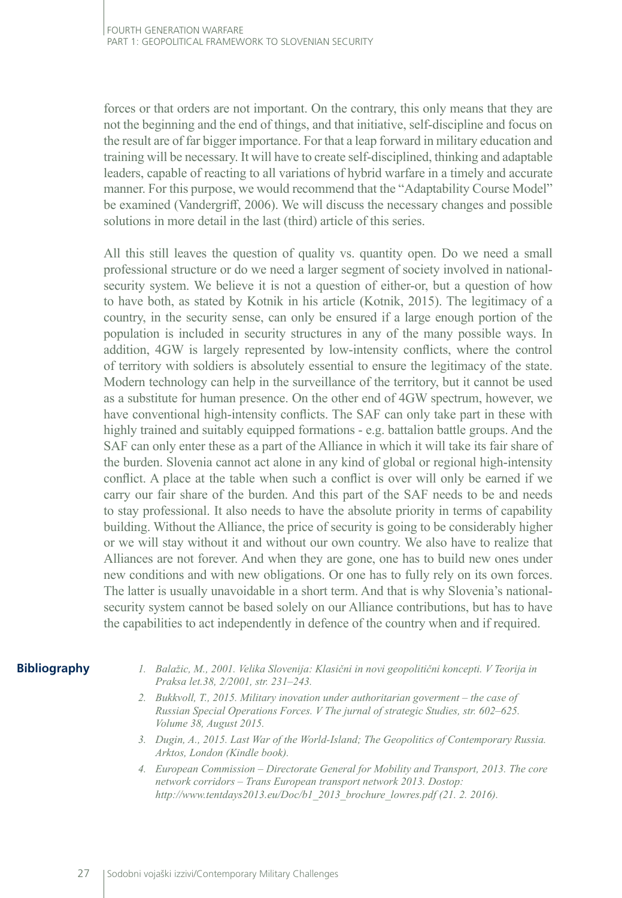forces or that orders are not important. On the contrary, this only means that they are not the beginning and the end of things, and that initiative, self-discipline and focus on the result are of far bigger importance. For that a leap forward in military education and training will be necessary. It will have to create self-disciplined, thinking and adaptable leaders, capable of reacting to all variations of hybrid warfare in a timely and accurate manner. For this purpose, we would recommend that the "Adaptability Course Model" be examined (Vandergriff, 2006). We will discuss the necessary changes and possible solutions in more detail in the last (third) article of this series.

All this still leaves the question of quality vs. quantity open. Do we need a small professional structure or do we need a larger segment of society involved in national-security system. We believe it is not a question of either-or, but a question of how to have both, as stated by Kotnik in his article (Kotnik, 2015). The legitimacy of a country, in the security sense, can only be ensured if a large enough portion of the population is included in security structures in any of the many possible ways. In addition, 4GW is largely represented by low-intensity conflicts, where the control of territory with soldiers is absolutely essential to ensure the legitimacy of the state. Modern technology can help in the surveillance of the territory, but it cannot be used as a substitute for human presence. On the other end of 4GW spectrum, however, we have conventional high-intensity conflicts. The SAF can only take part in these with highly trained and suitably equipped formations - e.g. battalion battle groups. And the SAF can only enter these as a part of the Alliance in which it will take its fair share of the burden. Slovenia cannot act alone in any kind of global or regional high-intensity conflict. A place at the table when such a conflict is over will only be earned if we carry our fair share of the burden. And this part of the SAF needs to be and needs to stay professional. It also needs to have the absolute priority in terms of capability building. Without the Alliance, the price of security is going to be considerably higher or we will stay without it and without our own country. We also have to realize that Alliances are not forever. And when they are gone, one has to build new ones under new conditions and with new obligations. Or one has to fully rely on its own forces. The latter is usually unavoidable in a short term. And that is why Slovenia's national-security system cannot be based solely on our Alliance contributions, but has to have the capabilities to act independently in defence of the country when and if required.

## Bibliography

1. *Balažic, M., 2001. Velika Slovenija: Klasični in novi geopolitični koncepti. V Teorija in Praksa let.38, 2/2001, str. 231–243.*
2. *Bukkvoll, T., 2015. Military inovation under authoritarian goverment – the case of Russian Special Operations Forces. V The jurnal of strategic Studies, str. 602–625. Volume 38, August 2015.*
3. *Dugin, A., 2015. Last War of the World-Island; The Geopolitics of Contemporary Russia. Arktos, London (Kindle book).*
4. *European Commission – Directorate General for Mobility and Transport, 2013. The core network corridors – Trans European transport network 2013. Dostop: http://www.tentdays2013.eu/Doc/b1_2013_brochure_lowres.pdf (21. 2. 2016).*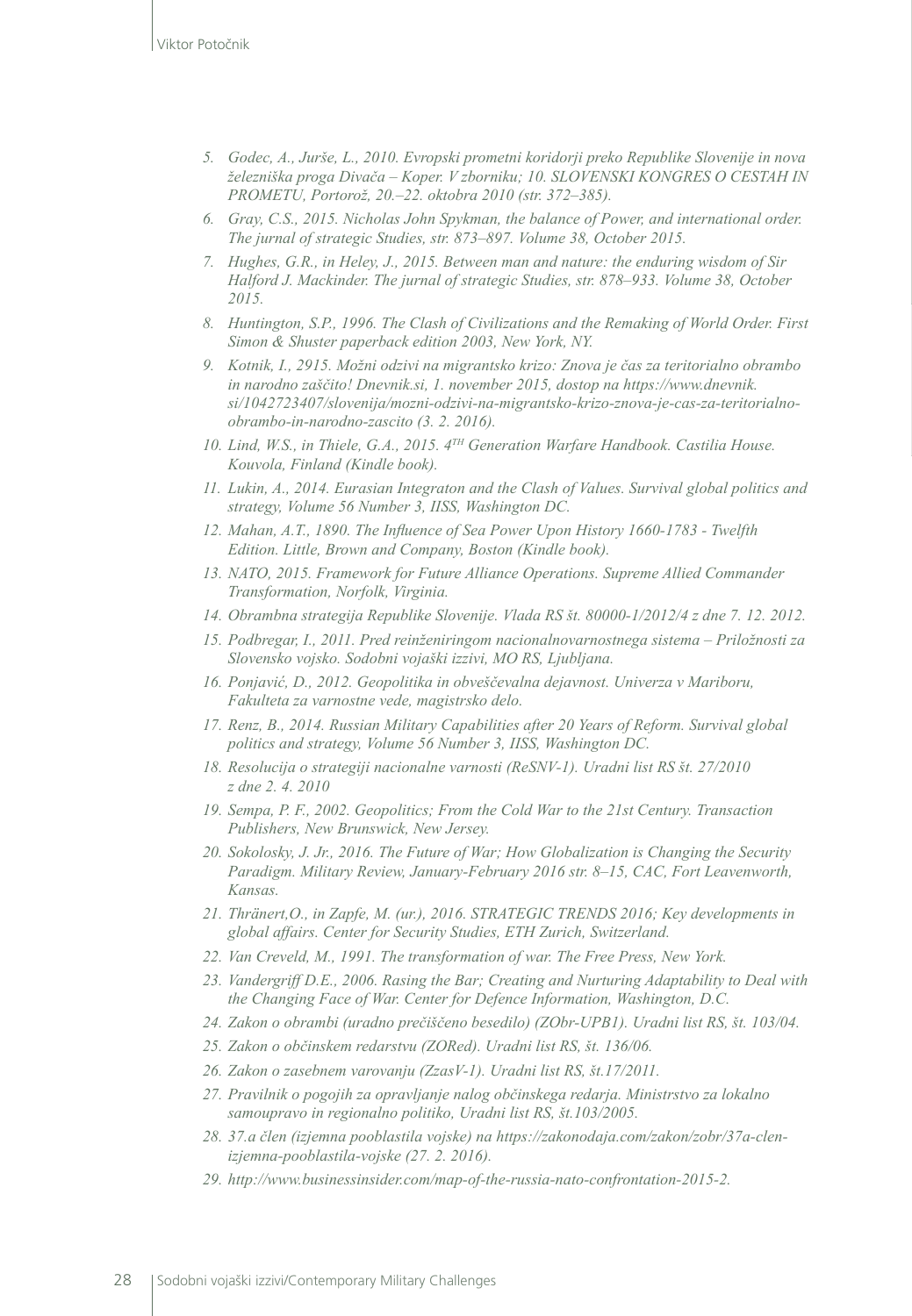5. *Godec, A., Jurše, L., 2010. Evropski prometni koridorji preko Republike Slovenije in nova železniška proga Divača – Koper. V zborniku; 10. SLOVENSKI KONGRES O CESTAH IN PROMETU, Portorož, 20.–22. oktobra 2010 (str. 372–385).*
6. *Gray, C.S., 2015. Nicholas John Spykman, the balance of Power, and international order. The jurnal of strategic Studies, str. 873–897. Volume 38, October 2015.*
7. *Hughes, G.R., in Heley, J., 2015. Between man and nature: the enduring wisdom of Sir Halford J. Mackinder. The jurnal of strategic Studies, str. 878–933. Volume 38, October 2015.*
8. *Huntington, S.P., 1996. The Clash of Civilizations and the Remaking of World Order. First Simon & Shuster paperback edition 2003, New York, NY.*
9. *Kotnik, I., 2915. Možni odzivi na migrantsko krizo: Znova je čas za teritorialno obrambo in narodno zaščito! Dnevnik.si, 1. november 2015, dostop na https://www.dnevnik.si/1042723407/slovenija/mozni-odzivi-na-migrantsko-krizo-znova-je-cas-za-teritorialno-obrambo-in-narodno-zascito (3. 2. 2016).*
10. *Lind, W.S., in Thiele, G.A., 2015. 4TH Generation Warfare Handbook. Castilia House. Kouvola, Finland (Kindle book).*
11. *Lukin, A., 2014. Eurasian Integraton and the Clash of Values. Survival global politics and strategy, Volume 56 Number 3, IISS, Washington DC.*
12. *Mahan, A.T., 1890. The Influence of Sea Power Upon History 1660-1783 - Twelfth Edition. Little, Brown and Company, Boston (Kindle book).*
13. *NATO, 2015. Framework for Future Alliance Operations. Supreme Allied Commander Transformation, Norfolk, Virginia.*
14. *Obrambna strategija Republike Slovenije. Vlada RS št. 80000-1/2012/4 z dne 7. 12. 2012.*
15. *Podbregar, I., 2011. Pred reinženiringom nacionalnovarnostnega sistema – Priložnosti za Slovensko vojsko. Sodobni vojaški izzivi, MO RS, Ljubljana.*
16. *Ponjavić, D., 2012. Geopolitika in obveščevalna dejavnost. Univerza v Mariboru, Fakulteta za varnostne vede, magistrsko delo.*
17. *Renz, B., 2014. Russian Military Capabilities after 20 Years of Reform. Survival global politics and strategy, Volume 56 Number 3, IISS, Washington DC.*
18. *Resolucija o strategiji nacionalne varnosti (ReSNV-1). Uradni list RS št. 27/2010 z dne 2. 4. 2010*
19. *Sempa, P. F., 2002. Geopolitics; From the Cold War to the 21st Century. Transaction Publishers, New Brunswick, New Jersey.*
20. *Sokolosky, J. Jr., 2016. The Future of War; How Globalization is Changing the Security Paradigm. Military Review, January-February 2016 str. 8–15, CAC, Fort Leavenworth, Kansas.*
21. *Thränert,O., in Zapfe, M. (ur.), 2016. STRATEGIC TRENDS 2016; Key developments in global affairs. Center for Security Studies, ETH Zurich, Switzerland.*
22. *Van Creveld, M., 1991. The transformation of war. The Free Press, New York.*
23. *Vandergriff D.E., 2006. Rasing the Bar; Creating and Nurturing Adaptability to Deal with the Changing Face of War. Center for Defence Information, Washington, D.C.*
24. *Zakon o obrambi (uradno prečiščeno besedilo) (ZObr-UPB1). Uradni list RS, št. 103/04.*
25. *Zakon o občinskem redarstvu (ZORed). Uradni list RS, št. 136/06.*
26. *Zakon o zasebnem varovanju (ZzasV-1). Uradni list RS, št.17/2011.*
27. *Pravilnik o pogojih za opravljanje nalog občinskega redarja. Ministrstvo za lokalno samoupravo in regionalno politiko, Uradni list RS, št.103/2005.*
28. *37.a člen (izjemna pooblastila vojske) na https://zakonodaja.com/zakon/zobr/37a-clen-izjemna-pooblastila-vojske (27. 2. 2016).*
29. *http://www.businessinsider.com/map-of-the-russia-nato-confrontation-2015-2.*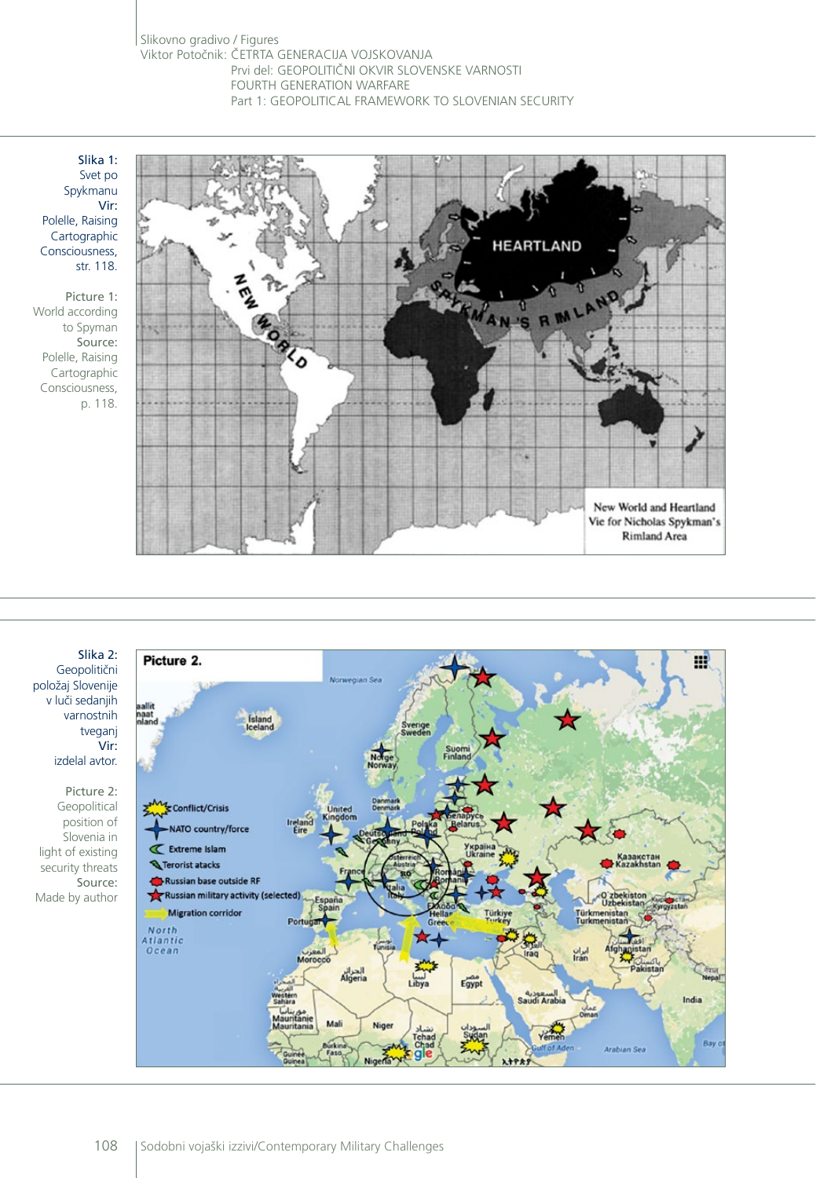Slikovno gradivo / Figures
Viktor Potočnik: ČETRTA GENERACIJA VOJSKOVANJA
Prvi del: GEOPOLITIČNI OKVIR SLOVENSKE VARNOSTI
FOURTH GENERATION WARFARE
Part 1: GEOPOLITICAL FRAMEWORK TO SLOVENIAN SECURITY

**Slika 1:** Svet po Spykmanu
**Vir:** Polelle, Raising Cartographic Consciousness, str. 118.

Picture 1: World according to Spyman
Source: Polelle, Raising Cartographic Consciousness, p. 118.

HEARTLAND
SPYKMAN'S RIMLAND
NEW WORLD
New World and Heartland Vie for Nicholas Spykman's Rimland Area

**Slika 2:** Geopolitični položaj Slovenije v luči sedanjih varnostnih tveganj
**Vir:** izdelal avtor.

Picture 2: Geopolitical position of Slovenia in light of existing security threats
Source: Made by author

Picture 2.
Conflict/Crisis
NATO country/force
Extreme Islam
Terorist atacks
Russian base outside RF
Russian military activity (selected)
Migration corridor